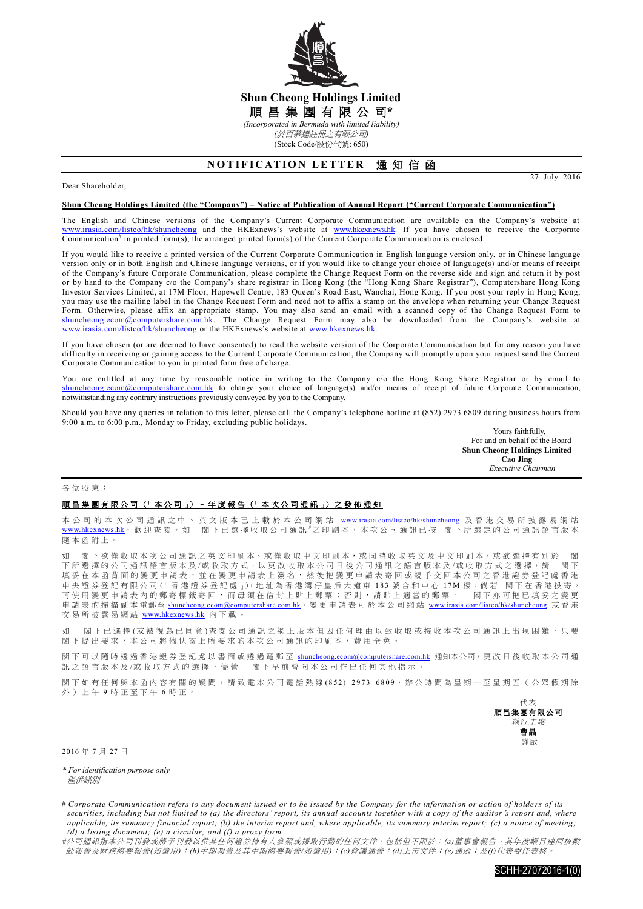# Shun Cheong Holdings Limited

# 順昌集團有限公司*

*(Incorporated in Bermuda with limited liability)*

*(於百慕達註冊之有限公司)*

(Stock Code/股份代號: 650)

## NOTIFICATION LETTER 通知信函

27 July 2016

Dear Shareholder,

**Shun Cheong Holdings Limited (the "Company") – Notice of Publication of Annual Report ("Current Corporate Communication")**

The English and Chinese versions of the Company's Current Corporate Communication are available on the Company's website at www.irasia.com/listco/hk/shuncheong and the HKExnews's website at www.hkexnews.hk. If you have chosen to receive the Corporate Communication# in printed form(s), the arranged printed form(s) of the Current Corporate Communication is enclosed.

If you would like to receive a printed version of the Current Corporate Communication in English language version only, or in Chinese language version only or in both English and Chinese language versions, or if you would like to change your choice of language(s) and/or means of receipt of the Company's future Corporate Communication, please complete the Change Request Form on the reverse side and sign and return it by post or by hand to the Company c/o the Company's share registrar in Hong Kong (the "Hong Kong Share Registrar"), Computershare Hong Kong Investor Services Limited, at 17M Floor, Hopewell Centre, 183 Queen's Road East, Wanchai, Hong Kong. If you post your reply in Hong Kong, you may use the mailing label in the Change Request Form and need not to affix a stamp on the envelope when returning your Change Request Form. Otherwise, please affix an appropriate stamp. You may also send an email with a scanned copy of the Change Request Form to shuncheong.ecom@computershare.com.hk. The Change Request Form may also be downloaded from the Company's website at www.irasia.com/listco/hk/shuncheong or the HKExnews's website at www.hkexnews.hk.

If you have chosen (or are deemed to have consented) to read the website version of the Corporate Communication but for any reason you have difficulty in receiving or gaining access to the Current Corporate Communication, the Company will promptly upon your request send the Current Corporate Communication to you in printed form free of charge.

You are entitled at any time by reasonable notice in writing to the Company c/o the Hong Kong Share Registrar or by email to shuncheong.ecom@computershare.com.hk to change your choice of language(s) and/or means of receipt of future Corporate Communication, notwithstanding any contrary instructions previously conveyed by you to the Company.

Should you have any queries in relation to this letter, please call the Company's telephone hotline at (852) 2973 6809 during business hours from 9:00 a.m. to 6:00 p.m., Monday to Friday, excluding public holidays.

Yours faithfully,
For and on behalf of the Board
**Shun Cheong Holdings Limited**
**Cao Jing**
*Executive Chairman*

---

各位股東：

**順昌集團有限公司（「本公司」）－年度報告（「本次公司通訊」）之發佈通知**

本公司的本次公司通訊之中、英文版本已上載於本公司網站 www.irasia.com/listco/hk/shuncheong 及香港交易所披露易網站 www.hkexnews.hk，歡迎查閱。如 閣下已選擇收取公司通訊#之印刷本，本次公司通訊已按 閣下所選定的公司通訊語言版本隨本函附上。

如 閣下欲僅收取本次公司通訊之英文印刷本、或僅收取中文印刷本，或同時收取英文及中文印刷本，或欲選擇有別於 閣下所選擇的公司通訊語言版本及/或收取方式，以更改收取本公司日後公司通訊之語言版本及/或收取方式之選擇，請 閣下填妥在本函背面的變更申請表，並在變更申請表上簽名，然後把變更申請表寄回或親手交回本公司之香港證券登記處香港中央證券登記有限公司(「香港證券登記處」)，地址為香港灣仔皇后大道東 183 號合和中心 17M 樓。倘若 閣下在香港投寄，可使用變更申請表內的郵寄標籤寄回，而毋須在信封上貼上郵票；否則，請貼上適當的郵票。 閣下亦可把已填妥之變更申請表的掃描副本電郵至 shuncheong.ecom@computershare.com.hk。變更申請表可於本公司網站 www.irasia.com/listco/hk/shuncheong 或香港交易所披露易網站 www.hkexnews.hk 內下載。

如 閣下已選擇(或被視為已同意)查閱公司通訊之網上版本但因任何理由以致收取或接收本次公司通訊上出現困難，只要 閣下提出要求，本公司將儘快寄上所要求的本次公司通訊的印刷本，費用全免。

閣下可以隨時透過香港證券登記處以書面或透過電郵至 shuncheong.ecom@computershare.com.hk 通知本公司，更改日後收取本公司通訊之語言版本及/或收取方式的選擇，儘管 閣下早前曾向本公司作出任何其他指示。

閣下如有任何與本函內容有關的疑問，請致電本公司電話熱線(852) 2973 6809，辦公時間為星期一至星期五（公眾假期除外）上午 9 時正至下午 6 時正。

代表
**順昌集團有限公司**
*執行主席*
**曹晶**
謹啟

2016 年 7 月 27 日

*\* For identification purpose only*
*僅供識別*

*# Corporate Communication refers to any document issued or to be issued by the Company for the information or action of holders of its securities, including but not limited to (a) the directors' report, its annual accounts together with a copy of the auditor's report and, where applicable, its summary financial report; (b) the interim report and, where applicable, its summary interim report; (c) a notice of meeting; (d) a listing document; (e) a circular; and (f) a proxy form.*

*#公司通訊指本公司刊發或將予刊發以供其任何證券持有人參照或採取行動的任何文件，包括但不限於：(a)董事會報告、其年度帳目連同核數師報告及財務摘要報告(如適用)；(b)中期報告及其中期摘要報告(如適用)；(c)會議通告；(d)上市文件；(e)通函；及(f)代表委任表格。*

SCHH-27072016-1(0)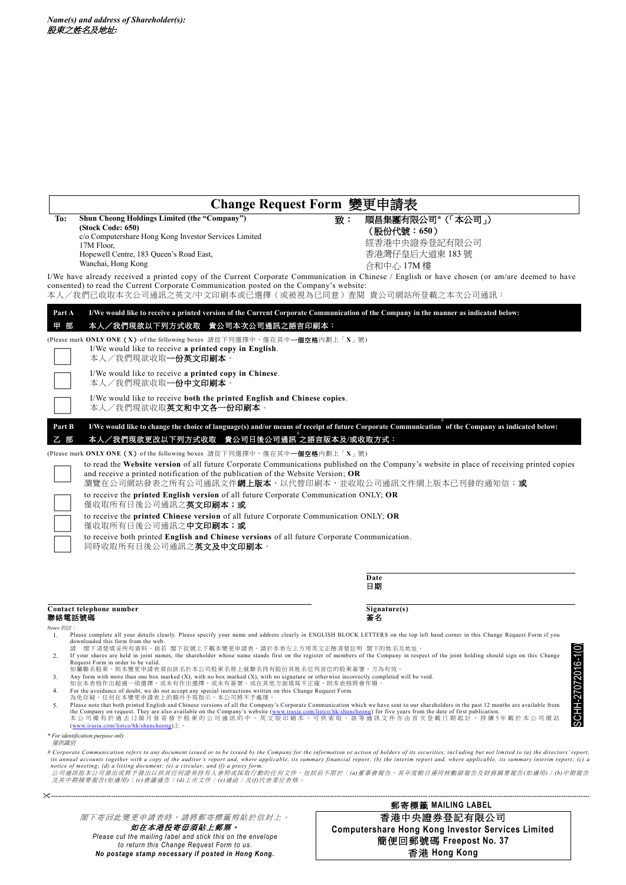*Name(s) and address of Shareholder(s):*
*股東之姓名及地址:*

# Change Request Form 變更申請表

**To:** **Shun Cheong Holdings Limited (the "Company")**
**(Stock Code: 650)**
c/o Computershare Hong Kong Investor Services Limited
17M Floor,
Hopewell Centre, 183 Queen's Road East,
Wanchai, Hong Kong

**致：** **順昌集團有限公司\*（「本公司」）**
**（股份代號：650）**
經香港中央證券登記有限公司
香港灣仔皇后大道東 183 號
合和中心 17M 樓

I/We have already received a printed copy of the Current Corporate Communication in Chinese / English or have chosen (or am/are deemed to have consented) to read the Current Corporate Communication posted on the Company's website:
本人／我們已收取本次公司通訊之英文/中文印刷本或已選擇（或被視為已同意）查閱 貴公司網站所登載之本次公司通訊：

**Part A** **I/We would like to receive a printed version of the Current Corporate Communication of the Company in the manner as indicated below:**
**甲 部** **本人／我們現欲以下列方式收取 貴公司本次公司通訊之語言印刷本：**

(Please mark **ONLY ONE** (**X**) of the following boxes 請從下列選擇中，僅在其中**一個空格**內劃上「**X**」號)

☐ I/We would like to receive **a printed copy in English**.
本人／我們現欲收取**一份英文印刷本**。

☐ I/We would like to receive **a printed copy in Chinese**.
本人／我們現欲收取**一份中文印刷本**。

☐ I/We would like to receive **both the printed English and Chinese copies**.
本人／我們現欲收取**英文和中文各一份印刷本**。

**Part B** **I/We would like to change the choice of language(s) and/or means of receipt of future Corporate Communication# of the Company as indicated below:**
**乙 部** **本人／我們現欲更改以下列方式收取 貴公司日後公司通訊#之語言版本及/或收取方式：**

(Please mark **ONLY ONE** (**X**) of the following boxes 請從下列選擇中，僅在其中**一個空格**內劃上「**X**」號)

☐ to read the **Website version** of all future Corporate Communications published on the Company's website in place of receiving printed copies and receive a printed notification of the publication of the Website Version; **OR**
瀏覽在公司網站發表之所有公司通訊文件**網上版本**，以代替印刷本，並收取公司通訊文件網上版本已刊發的通知信；**或**

☐ to receive the **printed English version** of all future Corporate Communication ONLY; **OR**
僅收取所有日後公司通訊之**英文印刷本；或**

☐ to receive the **printed Chinese version** of all future Corporate Communication ONLY; **OR**
僅收取所有日後公司通訊之**中文印刷本；或**

☐ to receive both printed **English and Chinese versions** of all future Corporate Communication.
同時收取所有日後公司通訊之**英文及中文印刷本**。

**Date**
**日期**

**Contact telephone number**
**聯絡電話號碼**

**Signature(s)**
**簽名**

*Notes 附註：*

1. Please complete all your details clearly. Please specify your name and address clearly in ENGLISH BLOCK LETTERS on the top left hand corner in this Change Request Form if you downloaded this form from the web.
請 閣下清楚填妥所有資料。倘若 閣下從網上下載本變更申請表，請於本表左上方用英文正楷清楚註明 閣下的姓名及地址。
2. If your shares are held in joint names, the shareholder whose name stands first on the register of members of the Company in respect of the joint holding should sign on this Change Request Form in order to be valid.
如屬聯名股東，則本變更申請表須由該名於本公司股東名冊上就聯名持有股份其姓名位列首位的股東簽署，方為有效。
3. Any form with more than one box marked (X), with no box marked (X), with no signature or otherwise incorrectly completed will be void.
如在本表格作出超過一項選擇、或未有作出選擇、或未有簽署、或在其他方面填寫不正確，則本表格將會作廢。
4. For the avoidance of doubt, we do not accept any special instructions written on this Change Request Form.
為免存疑，任何在本變更申請表上的額外手寫指示，本公司將不予處理。
5. Please note that both printed English and Chinese versions of all the Company's Corporate Communication which we have sent to our shareholders in the past 12 months are available from the Company on request. They are also available on the Company's website (www.irasia.com/listco/hk/shuncheong) for five years from the date of first publication.
本公司備有於過去12個月曾發予股東的公司通訊的中、英文版印刷本，可供索取，該等通訊文件亦由首次登載日期起計，持續5年載於本公司網站(www.irasia.com/listco/hk/shuncheong)上。

*\* For identification purpose only*
*僅供識別*

*# Corporate Communication refers to any document issued or to be issued by the Company for the information or action of holders of its securities, including but not limited to (a) the directors' report, its annual accounts together with a copy of the auditor's report and, where applicable, its summary financial report; (b) the interim report and, where applicable, its summary interim report; (c) a notice of meeting; (d) a listing document; (e) a circular; and (f) a proxy form.*
*公司通訊指本公司發出或將予發出以供其任何證券持有人參照或採取行動的任何文件，包括但不限於：(a)董事會報告、其年度帳目連同核數師報告及財務摘要報告(如適用)；(b)中期報告及其中期摘要報告(如適用)；(c)會議通告；(d)上市文件；(e)通函；及(f)代表委任表格。*

SCHH-27072016-1(0)

---

*閣下寄回此變更申請表時，請將郵寄標籤剪貼於信封上。*
***如在本港投寄毋須貼上郵票。***
*Please cut the mailing label and stick this on the envelope to return this Change Request Form to us.*
***No postage stamp necessary if posted in Hong Kong.***

**郵寄標籤 MAILING LABEL**
**香港中央證券登記有限公司**
**Computershare Hong Kong Investor Services Limited**
**簡便回郵號碼 Freepost No. 37**
**香港 Hong Kong**